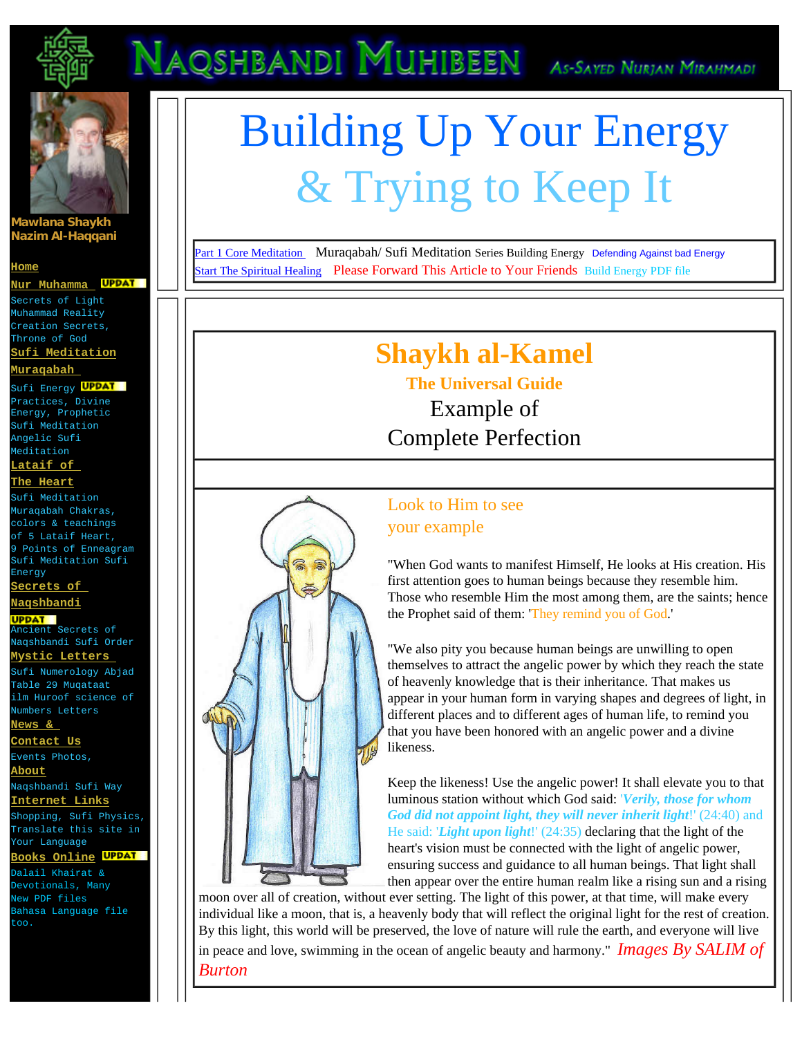# Naqshbandi Muhibeen

As-Sayed Nurjan Mirahmadi

Mawlana Shaykh Nazim Al-Haqqani

Home

Nur Muhamma UPDAT

Secrets of Light Muhammad Reality Creation Secrets, Throne of God

Sufi Meditation

Muraqabah

Sufi Energy UPDAT

Practices, Divine Energy, Prophetic Sufi Meditation Angelic Sufi Meditation

Lataif of The Heart

Sufi Meditation Muraqabah Chakras, colors & teachings of 5 Lataif Heart, 9 Points of Enneagram Sufi Meditation Sufi Energy

Secrets of Naqshbandi

UPDAT

Ancient Secrets of Naqshbandi Sufi Order

Mystic Letters

Sufi Numerology Abjad Table 29 Muqataat ilm Huroof science of Numbers Letters

News &

Contact Us

Events Photos,

About

Naqshbandi Sufi Way

Internet Links

Shopping, Sufi Physics, Translate this site in Your Language

Books Online UPDAT

Dalail Khairat & Devotionals, Many New PDF files Bahasa Language file too.

# Building Up Your Energy
## & Trying to Keep It

Part 1 Core Meditation  Muraqabah/ Sufi Meditation Series Building Energy  Defending Against bad Energy
Start The Spiritual Healing  Please Forward This Article to Your Friends  Build Energy PDF file

## Shaykh al-Kamel

### The Universal Guide

Example of
Complete Perfection

Look to Him to see
your example

"When God wants to manifest Himself, He looks at His creation. His first attention goes to human beings because they resemble him. Those who resemble Him the most among them, are the saints; hence the Prophet said of them: 'They remind you of God.'

"We also pity you because human beings are unwilling to open themselves to attract the angelic power by which they reach the state of heavenly knowledge that is their inheritance. That makes us appear in your human form in varying shapes and degrees of light, in different places and to different ages of human life, to remind you that you have been honored with an angelic power and a divine likeness.

Keep the likeness! Use the angelic power! It shall elevate you to that luminous station without which God said: '***Verily, those for whom God did not appoint light, they will never inherit light***!' (24:40) and He said: '***Light upon light***!' (24:35) declaring that the light of the heart's vision must be connected with the light of angelic power, ensuring success and guidance to all human beings. That light shall then appear over the entire human realm like a rising sun and a rising moon over all of creation, without ever setting. The light of this power, at that time, will make every individual like a moon, that is, a heavenly body that will reflect the original light for the rest of creation. By this light, this world will be preserved, the love of nature will rule the earth, and everyone will live in peace and love, swimming in the ocean of angelic beauty and harmony." *Images By SALIM of Burton*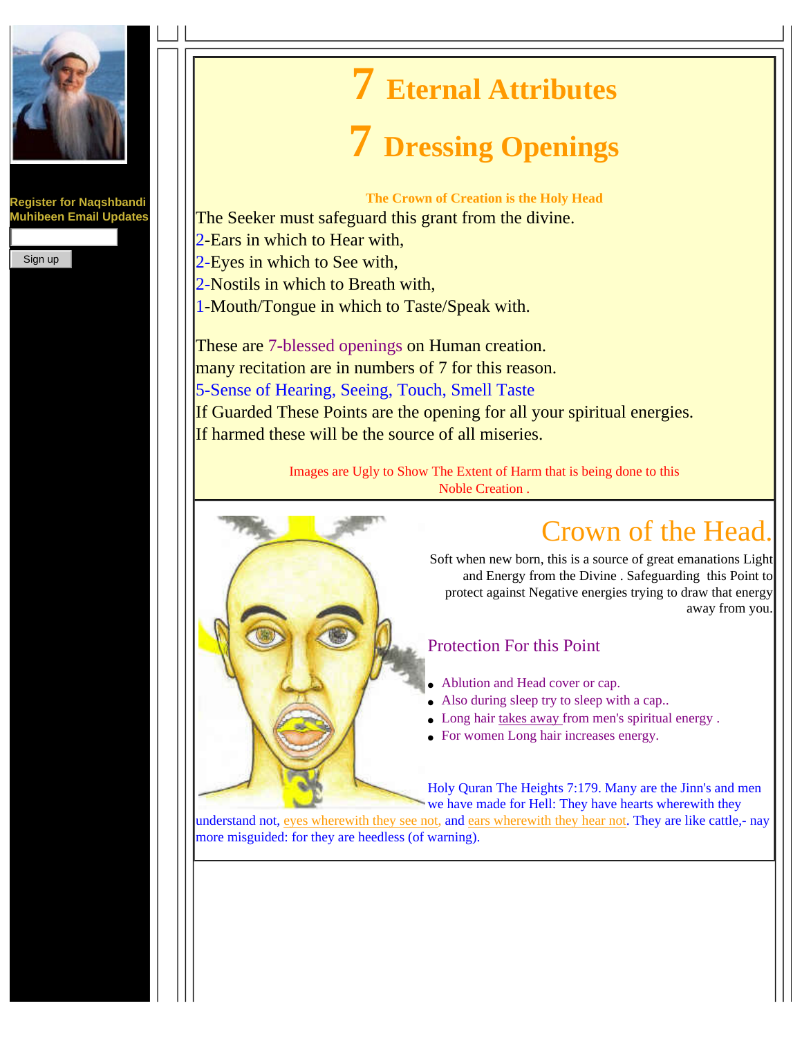Register for Naqshbandi Muhibeen Email Updates

Sign up

# 7 Eternal Attributes

# 7 Dressing Openings

**The Crown of Creation is the Holy Head**

The Seeker must safeguard this grant from the divine.
2-Ears in which to Hear with,
2-Eyes in which to See with,
2-Nostils in which to Breath with,
1-Mouth/Tongue in which to Taste/Speak with.

These are 7-blessed openings on Human creation.
many recitation are in numbers of 7 for this reason.
5-Sense of Hearing, Seeing, Touch, Smell Taste
If Guarded These Points are the opening for all your spiritual energies.
If harmed these will be the source of all miseries.

Images are Ugly to Show The Extent of Harm that is being done to this Noble Creation .

## Crown of the Head.

Soft when new born, this is a source of great emanations Light and Energy from the Divine . Safeguarding this Point to protect against Negative energies trying to draw that energy away from you.

### Protection For this Point

- Ablution and Head cover or cap.
- Also during sleep try to sleep with a cap..
- Long hair takes away from men's spiritual energy .
- For women Long hair increases energy.

Holy Quran The Heights 7:179. Many are the Jinn's and men we have made for Hell: They have hearts wherewith they understand not, eyes wherewith they see not, and ears wherewith they hear not. They are like cattle,- nay more misguided: for they are heedless (of warning).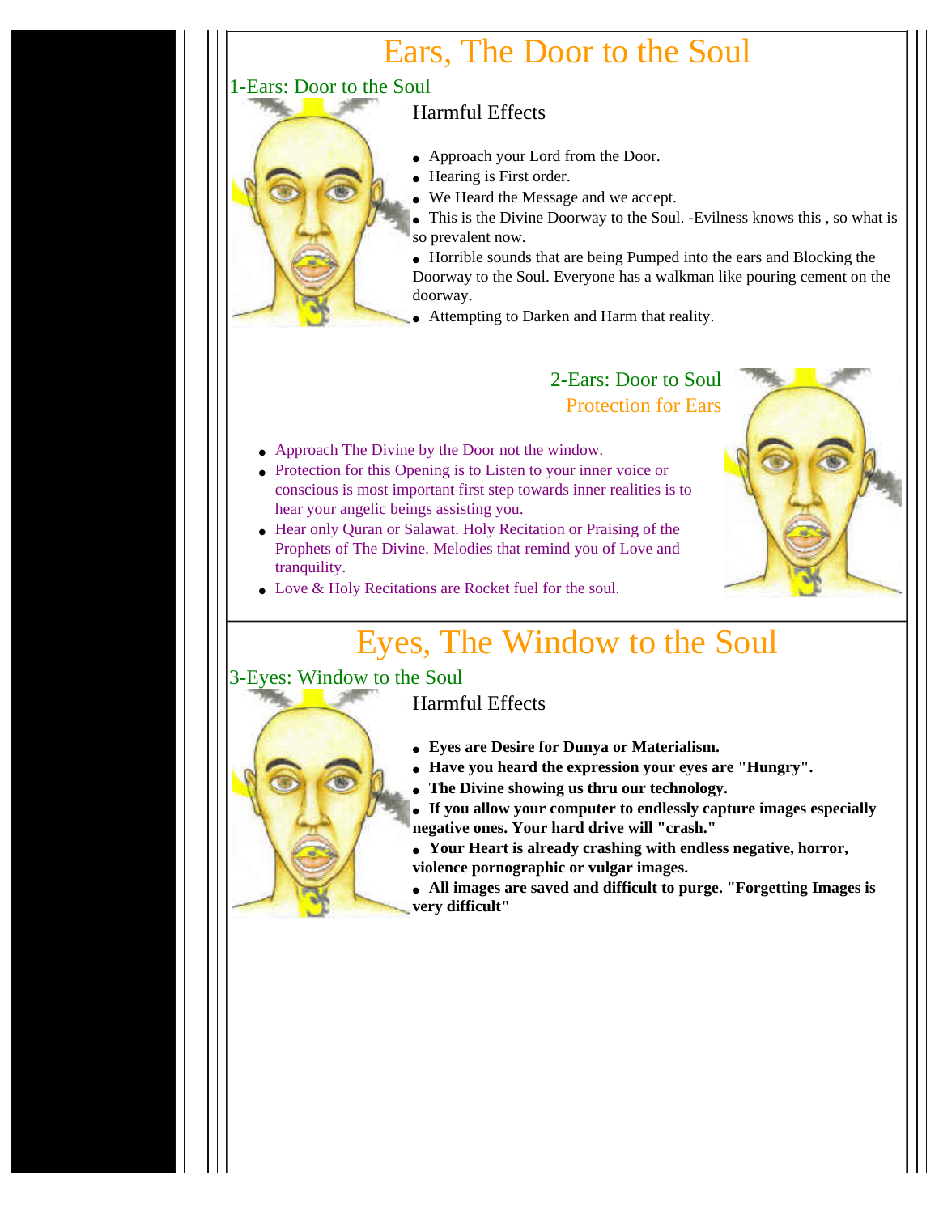# Ears, The Door to the Soul

## 1-Ears: Door to the Soul

### Harmful Effects

- Approach your Lord from the Door.
- Hearing is First order.
- We Heard the Message and we accept.
- This is the Divine Doorway to the Soul. -Evilness knows this , so what is so prevalent now.
- Horrible sounds that are being Pumped into the ears and Blocking the Doorway to the Soul. Everyone has a walkman like pouring cement on the doorway.
- Attempting to Darken and Harm that reality.

## 2-Ears: Door to Soul

### Protection for Ears

- Approach The Divine by the Door not the window.
- Protection for this Opening is to Listen to your inner voice or conscious is most important first step towards inner realities is to hear your angelic beings assisting you.
- Hear only Quran or Salawat. Holy Recitation or Praising of the Prophets of The Divine. Melodies that remind you of Love and tranquility.
- Love & Holy Recitations are Rocket fuel for the soul.

# Eyes, The Window to the Soul

## 3-Eyes: Window to the Soul

### Harmful Effects

- **Eyes are Desire for Dunya or Materialism.**
- **Have you heard the expression your eyes are "Hungry".**
- **The Divine showing us thru our technology.**
- **If you allow your computer to endlessly capture images especially negative ones. Your hard drive will "crash."**
- **Your Heart is already crashing with endless negative, horror, violence pornographic or vulgar images.**
- **All images are saved and difficult to purge. "Forgetting Images is very difficult"**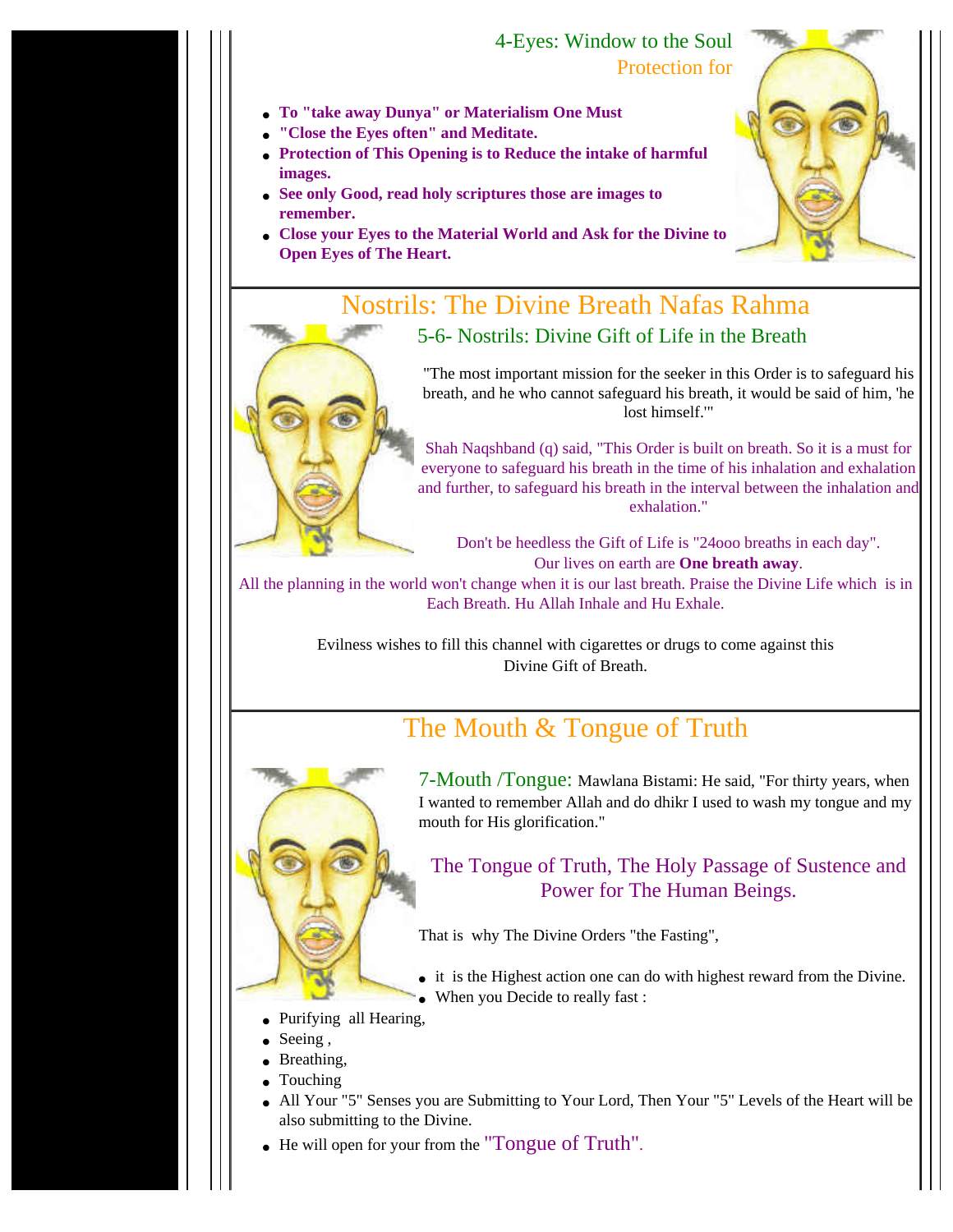## 4-Eyes: Window to the Soul

Protection for

- **To "take away Dunya" or Materialism One Must**
- **"Close the Eyes often" and Meditate.**
- **Protection of This Opening is to Reduce the intake of harmful images.**
- **See only Good, read holy scriptures those are images to remember.**
- **Close your Eyes to the Material World and Ask for the Divine to Open Eyes of The Heart.**

# Nostrils: The Divine Breath Nafas Rahma

## 5-6- Nostrils: Divine Gift of Life in the Breath

"The most important mission for the seeker in this Order is to safeguard his breath, and he who cannot safeguard his breath, it would be said of him, 'he lost himself.'"

Shah Naqshband (q) said, "This Order is built on breath. So it is a must for everyone to safeguard his breath in the time of his inhalation and exhalation and further, to safeguard his breath in the interval between the inhalation and exhalation."

Don't be heedless the Gift of Life is "24ooo breaths in each day".
Our lives on earth are **One breath away**.
All the planning in the world won't change when it is our last breath. Praise the Divine Life which is in Each Breath. Hu Allah Inhale and Hu Exhale.

Evilness wishes to fill this channel with cigarettes or drugs to come against this Divine Gift of Breath.

# The Mouth & Tongue of Truth

7-Mouth /Tongue: Mawlana Bistami: He said, "For thirty years, when I wanted to remember Allah and do dhikr I used to wash my tongue and my mouth for His glorification."

The Tongue of Truth, The Holy Passage of Sustence and Power for The Human Beings.

That is why The Divine Orders "the Fasting",

- it is the Highest action one can do with highest reward from the Divine.
- When you Decide to really fast :
- Purifying all Hearing,
- Seeing ,
- Breathing,
- Touching
- All Your "5" Senses you are Submitting to Your Lord, Then Your "5" Levels of the Heart will be also submitting to the Divine.
- He will open for your from the "Tongue of Truth".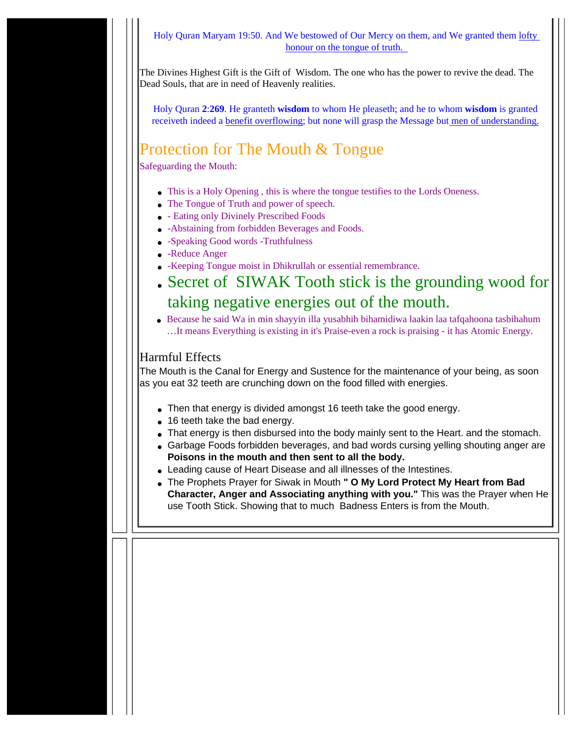Holy Quran Maryam 19:50. And We bestowed of Our Mercy on them, and We granted them lofty honour on the tongue of truth.

The Divines Highest Gift is the Gift of Wisdom. The one who has the power to revive the dead. The Dead Souls, that are in need of Heavenly realities.

Holy Quran **2**:**269**. He granteth **wisdom** to whom He pleaseth; and he to whom **wisdom** is granted receiveth indeed a benefit overflowing; but none will grasp the Message but men of understanding.

## Protection for The Mouth & Tongue

Safeguarding the Mouth:

- This is a Holy Opening , this is where the tongue testifies to the Lords Oneness.
- The Tongue of Truth and power of speech.
- - Eating only Divinely Prescribed Foods
- -Abstaining from forbidden Beverages and Foods.
- -Speaking Good words -Truthfulness
- -Reduce Anger
- -Keeping Tongue moist in Dhikrullah or essential remembrance.
- Secret of SIWAK Tooth stick is the grounding wood for taking negative energies out of the mouth.
- Because he said Wa in min shayyin illa yusabhih bihamidiwa laakin laa tafqahoona tasbihahum …It means Everything is existing in it's Praise-even a rock is praising - it has Atomic Energy.

### Harmful Effects

The Mouth is the Canal for Energy and Sustence for the maintenance of your being, as soon as you eat 32 teeth are crunching down on the food filled with energies.

- Then that energy is divided amongst 16 teeth take the good energy.
- 16 teeth take the bad energy.
- That energy is then disbursed into the body mainly sent to the Heart. and the stomach.
- Garbage Foods forbidden beverages, and bad words cursing yelling shouting anger are **Poisons in the mouth and then sent to all the body.**
- Leading cause of Heart Disease and all illnesses of the Intestines.
- The Prophets Prayer for Siwak in Mouth **" O My Lord Protect My Heart from Bad Character, Anger and Associating anything with you."** This was the Prayer when He use Tooth Stick. Showing that to much Badness Enters is from the Mouth.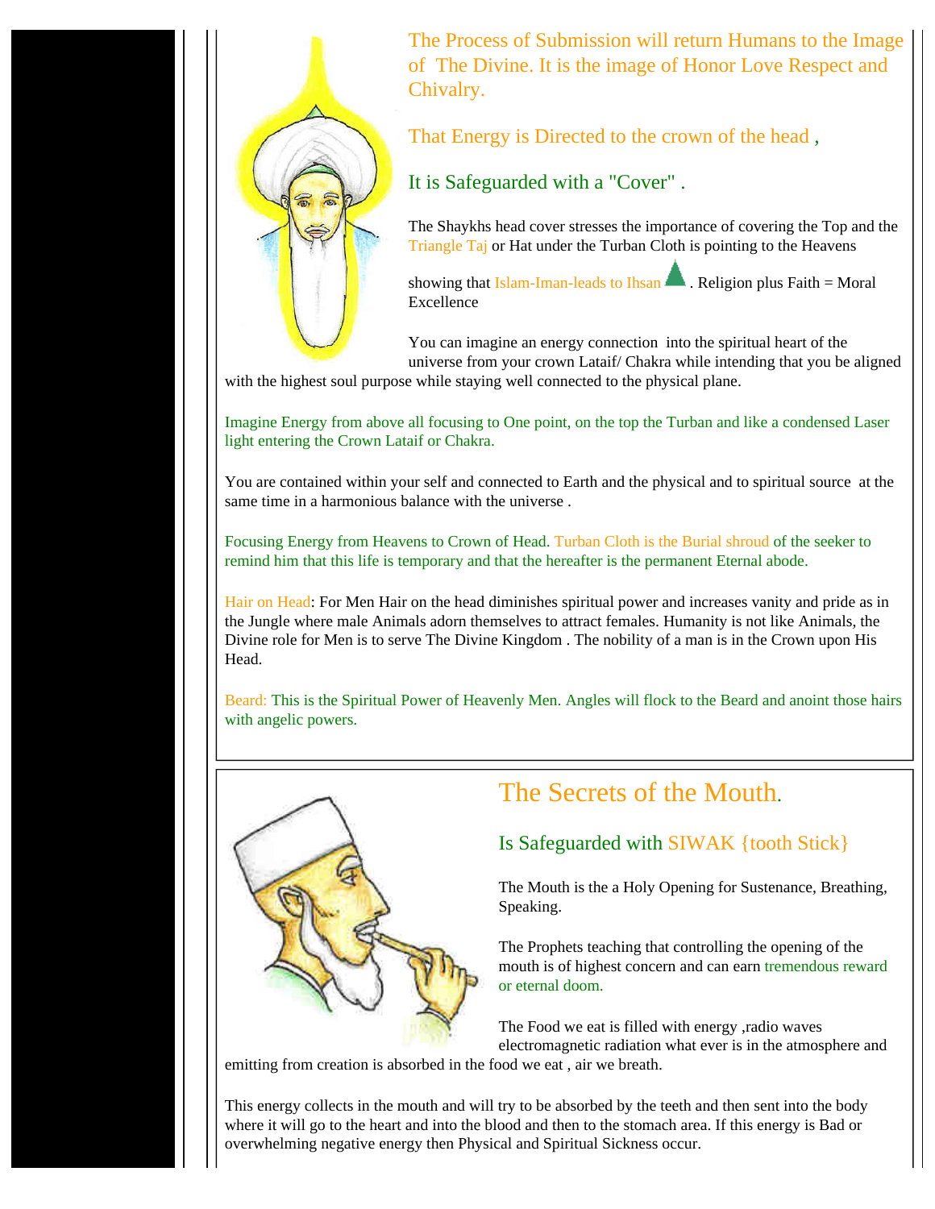The Process of Submission will return Humans to the Image of The Divine. It is the image of Honor Love Respect and Chivalry.

That Energy is Directed to the crown of the head ,

It is Safeguarded with a "Cover" .

The Shaykhs head cover stresses the importance of covering the Top and the Triangle Taj or Hat under the Turban Cloth is pointing to the Heavens

showing that Islam-Iman-leads to Ihsan . Religion plus Faith = Moral Excellence

You can imagine an energy connection into the spiritual heart of the universe from your crown Lataif/ Chakra while intending that you be aligned with the highest soul purpose while staying well connected to the physical plane.

Imagine Energy from above all focusing to One point, on the top the Turban and like a condensed Laser light entering the Crown Lataif or Chakra.

You are contained within your self and connected to Earth and the physical and to spiritual source at the same time in a harmonious balance with the universe .

Focusing Energy from Heavens to Crown of Head. Turban Cloth is the Burial shroud of the seeker to remind him that this life is temporary and that the hereafter is the permanent Eternal abode.

Hair on Head: For Men Hair on the head diminishes spiritual power and increases vanity and pride as in the Jungle where male Animals adorn themselves to attract females. Humanity is not like Animals, the Divine role for Men is to serve The Divine Kingdom . The nobility of a man is in the Crown upon His Head.

Beard: This is the Spiritual Power of Heavenly Men. Angles will flock to the Beard and anoint those hairs with angelic powers.

## The Secrets of the Mouth.

### Is Safeguarded with SIWAK {tooth Stick}

The Mouth is the a Holy Opening for Sustenance, Breathing, Speaking.

The Prophets teaching that controlling the opening of the mouth is of highest concern and can earn tremendous reward or eternal doom.

The Food we eat is filled with energy ,radio waves electromagnetic radiation what ever is in the atmosphere and emitting from creation is absorbed in the food we eat , air we breath.

This energy collects in the mouth and will try to be absorbed by the teeth and then sent into the body where it will go to the heart and into the blood and then to the stomach area. If this energy is Bad or overwhelming negative energy then Physical and Spiritual Sickness occur.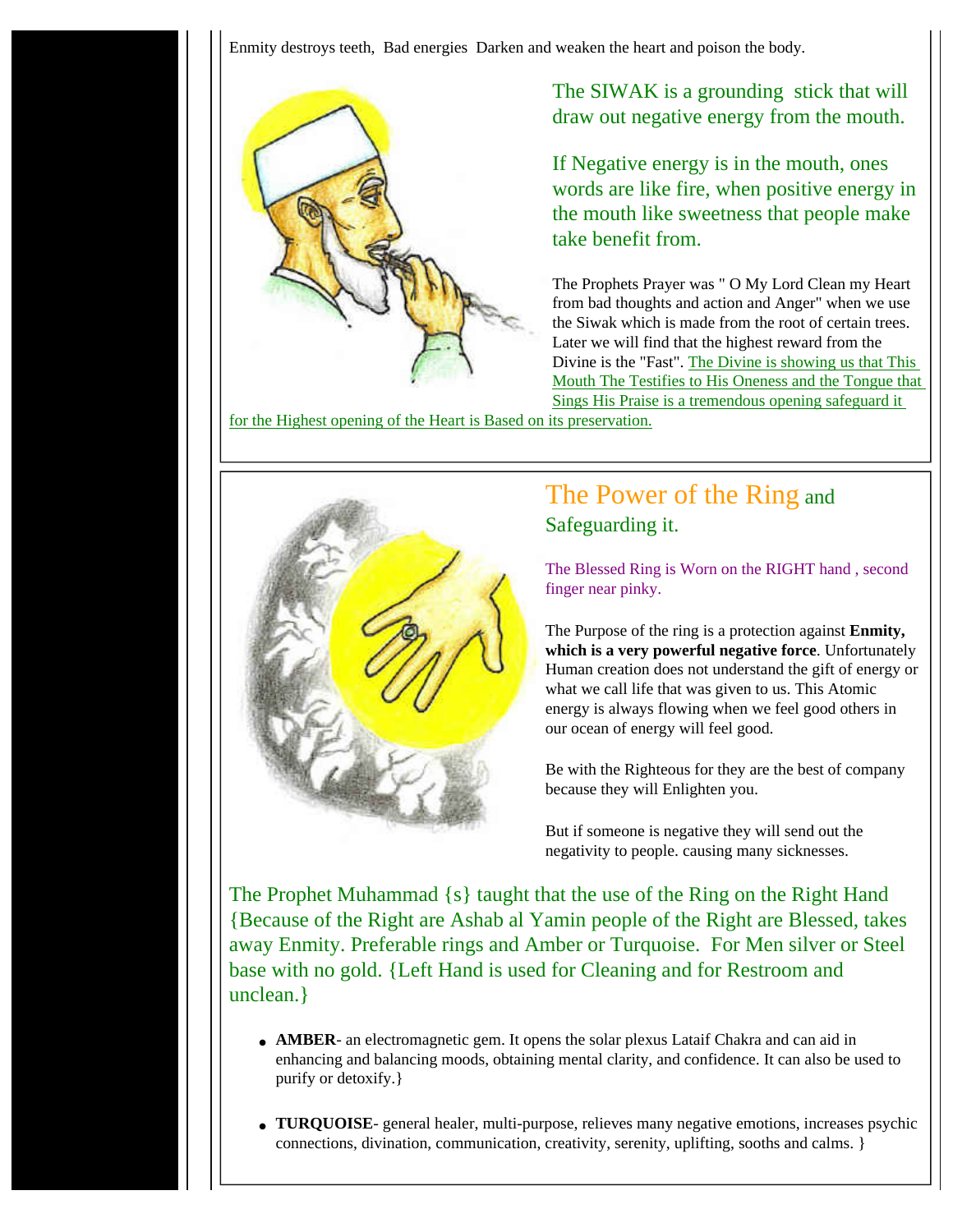Enmity destroys teeth, Bad energies Darken and weaken the heart and poison the body.

The SIWAK is a grounding stick that will draw out negative energy from the mouth.

If Negative energy is in the mouth, ones words are like fire, when positive energy in the mouth like sweetness that people make take benefit from.

The Prophets Prayer was " O My Lord Clean my Heart from bad thoughts and action and Anger" when we use the Siwak which is made from the root of certain trees. Later we will find that the highest reward from the Divine is the "Fast". The Divine is showing us that This Mouth The Testifies to His Oneness and the Tongue that Sings His Praise is a tremendous opening safeguard it for the Highest opening of the Heart is Based on its preservation.

## The Power of the Ring and Safeguarding it.

The Blessed Ring is Worn on the RIGHT hand , second finger near pinky.

The Purpose of the ring is a protection against **Enmity, which is a very powerful negative force**. Unfortunately Human creation does not understand the gift of energy or what we call life that was given to us. This Atomic energy is always flowing when we feel good others in our ocean of energy will feel good.

Be with the Righteous for they are the best of company because they will Enlighten you.

But if someone is negative they will send out the negativity to people. causing many sicknesses.

The Prophet Muhammad {s} taught that the use of the Ring on the Right Hand {Because of the Right are Ashab al Yamin people of the Right are Blessed, takes away Enmity. Preferable rings and Amber or Turquoise. For Men silver or Steel base with no gold. {Left Hand is used for Cleaning and for Restroom and unclean.}

- **AMBER**- an electromagnetic gem. It opens the solar plexus Lataif Chakra and can aid in enhancing and balancing moods, obtaining mental clarity, and confidence. It can also be used to purify or detoxify.}
- **TURQUOISE**- general healer, multi-purpose, relieves many negative emotions, increases psychic connections, divination, communication, creativity, serenity, uplifting, sooths and calms. }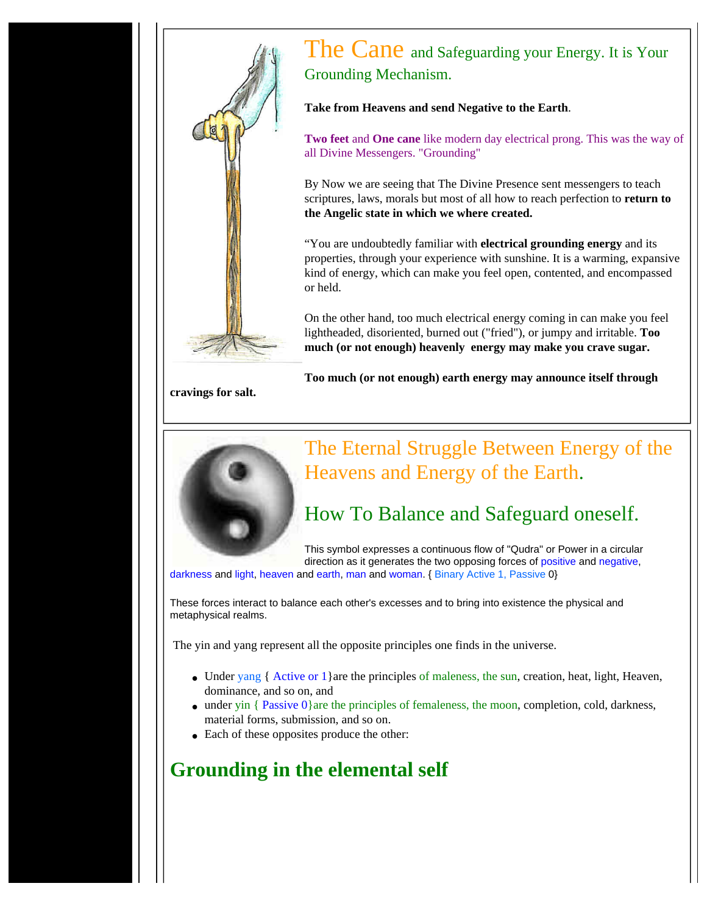# The Cane and Safeguarding your Energy. It is Your Grounding Mechanism.

**Take from Heavens and send Negative to the Earth**.

**Two feet** and **One cane** like modern day electrical prong. This was the way of all Divine Messengers. "Grounding"

By Now we are seeing that The Divine Presence sent messengers to teach scriptures, laws, morals but most of all how to reach perfection to **return to the Angelic state in which we where created.**

"You are undoubtedly familiar with **electrical grounding energy** and its properties, through your experience with sunshine. It is a warming, expansive kind of energy, which can make you feel open, contented, and encompassed or held.

On the other hand, too much electrical energy coming in can make you feel lightheaded, disoriented, burned out ("fried"), or jumpy and irritable. **Too much (or not enough) heavenly energy may make you crave sugar.**

**Too much (or not enough) earth energy may announce itself through cravings for salt.**

# The Eternal Struggle Between Energy of the Heavens and Energy of the Earth.

## How To Balance and Safeguard oneself.

This symbol expresses a continuous flow of "Qudra" or Power in a circular direction as it generates the two opposing forces of positive and negative, darkness and light, heaven and earth, man and woman. { Binary Active 1, Passive 0}

These forces interact to balance each other's excesses and to bring into existence the physical and metaphysical realms.

The yin and yang represent all the opposite principles one finds in the universe.

- Under yang { Active or 1}are the principles of maleness, the sun, creation, heat, light, Heaven, dominance, and so on, and
- under yin { Passive 0}are the principles of femaleness, the moon, completion, cold, darkness, material forms, submission, and so on.
- Each of these opposites produce the other:

## Grounding in the elemental self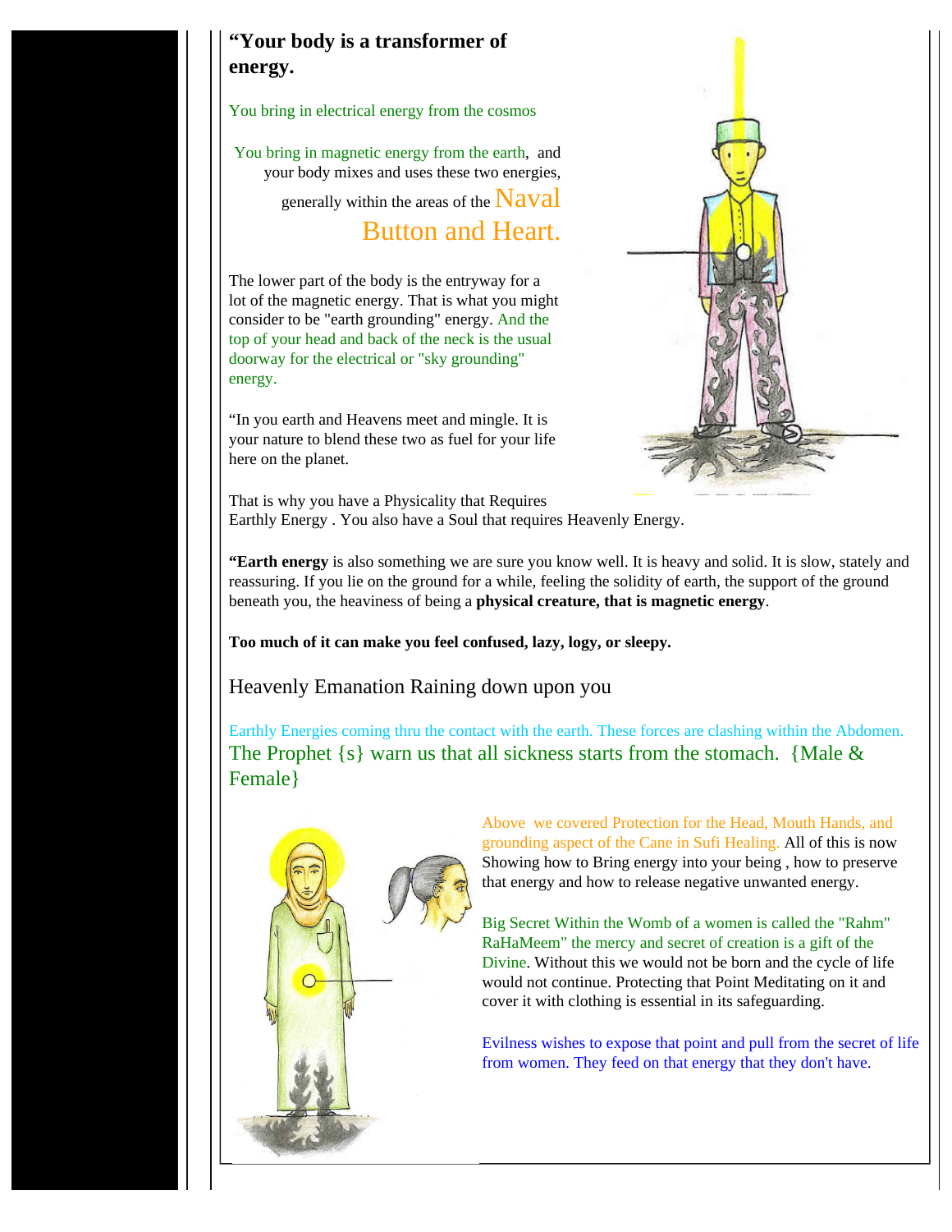**"Your body is a transformer of energy.**

You bring in electrical energy from the cosmos

You bring in magnetic energy from the earth, and your body mixes and uses these two energies, generally within the areas of the Naval Button and Heart.

The lower part of the body is the entryway for a lot of the magnetic energy. That is what you might consider to be "earth grounding" energy. And the top of your head and back of the neck is the usual doorway for the electrical or "sky grounding" energy.

"In you earth and Heavens meet and mingle. It is your nature to blend these two as fuel for your life here on the planet.

That is why you have a Physicality that Requires Earthly Energy . You also have a Soul that requires Heavenly Energy.

**"Earth energy** is also something we are sure you know well. It is heavy and solid. It is slow, stately and reassuring. If you lie on the ground for a while, feeling the solidity of earth, the support of the ground beneath you, the heaviness of being a **physical creature, that is magnetic energy**.

**Too much of it can make you feel confused, lazy, logy, or sleepy.**

Heavenly Emanation Raining down upon you

Earthly Energies coming thru the contact with the earth. These forces are clashing within the Abdomen.

The Prophet {s} warn us that all sickness starts from the stomach. {Male & Female}

Above we covered Protection for the Head, Mouth Hands, and grounding aspect of the Cane in Sufi Healing. All of this is now Showing how to Bring energy into your being , how to preserve that energy and how to release negative unwanted energy.

Big Secret Within the Womb of a women is called the "Rahm" RaHaMeem" the mercy and secret of creation is a gift of the Divine. Without this we would not be born and the cycle of life would not continue. Protecting that Point Meditating on it and cover it with clothing is essential in its safeguarding.

Evilness wishes to expose that point and pull from the secret of life from women. They feed on that energy that they don't have.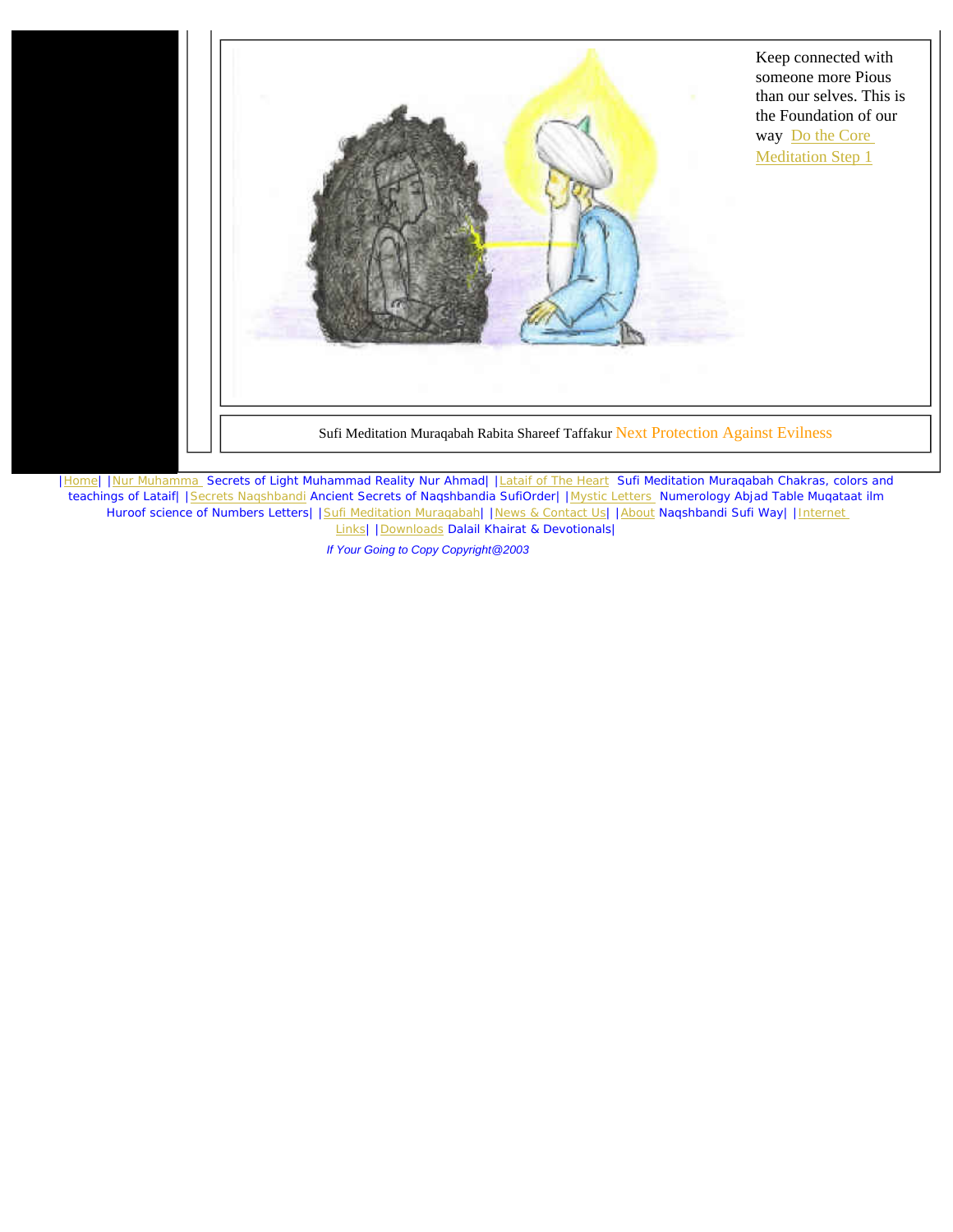Keep connected with someone more Pious than our selves. This is the Foundation of our way Do the Core Meditation Step 1

Sufi Meditation Muraqabah Rabita Shareef Taffakur Next Protection Against Evilness

|Home| |Nur Muhamma Secrets of Light Muhammad Reality Nur Ahmad| |Lataif of The Heart Sufi Meditation Muraqabah Chakras, colors and teachings of Lataif| |Secrets Naqshbandi Ancient Secrets of Naqshbandia SufiOrder| |Mystic Letters Numerology Abjad Table Muqataat ilm Huroof science of Numbers Letters| |Sufi Meditation Muraqabah| |News & Contact Us| |About Naqshbandi Sufi Way| |Internet Links| |Downloads Dalail Khairat & Devotionals|

*If Your Going to Copy Copyright@2003*